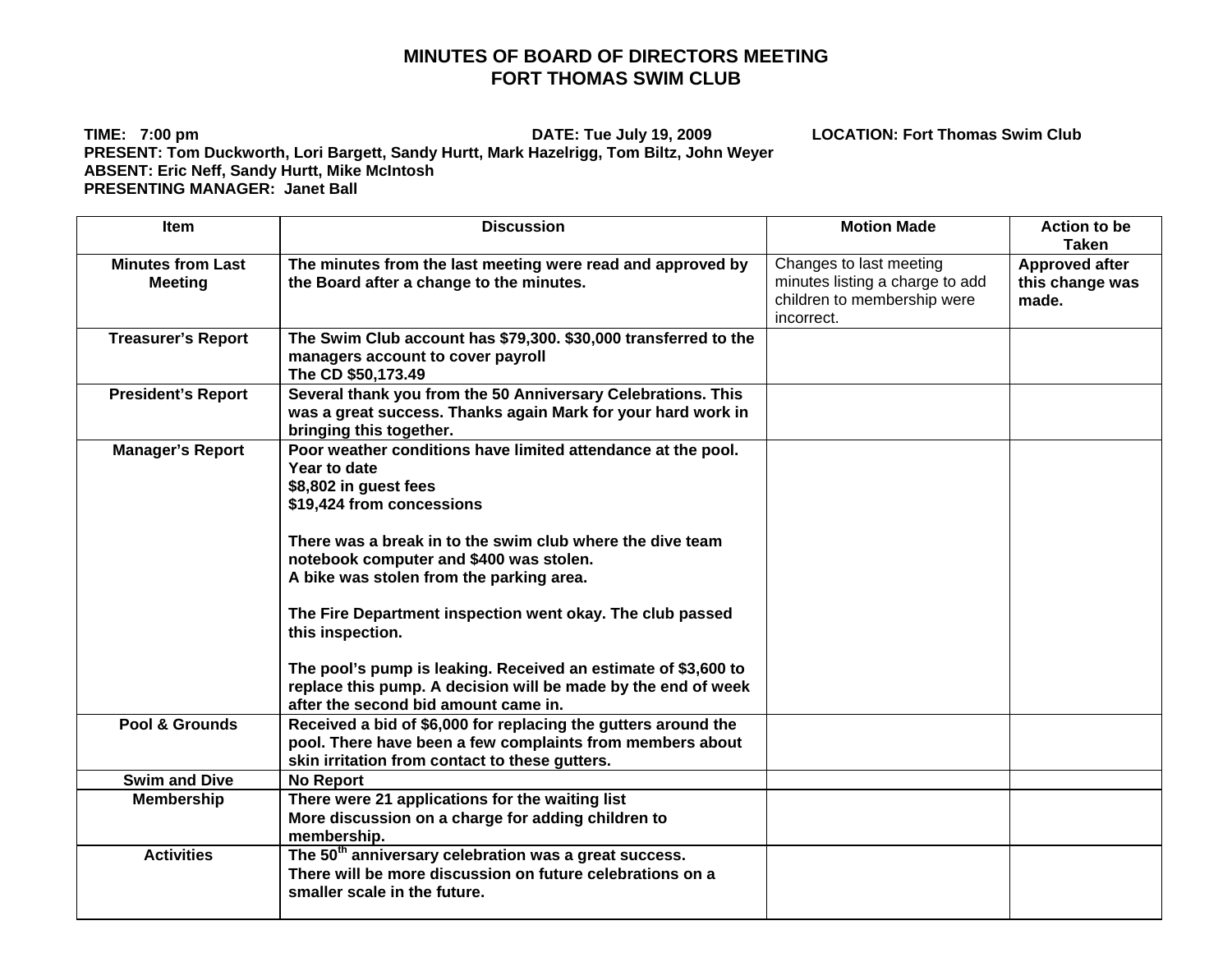# MINUTES OF BOARD OF DIRECTORS MEETING
# FORT THOMAS SWIM CLUB

**TIME: 7:00 pm** **DATE: Tue July 19, 2009** **LOCATION: Fort Thomas Swim Club**
**PRESENT: Tom Duckworth, Lori Bargett, Sandy Hurtt, Mark Hazelrigg, Tom Biltz, John Weyer**
**ABSENT: Eric Neff, Sandy Hurtt, Mike McIntosh**
**PRESENTING MANAGER: Janet Ball**

| Item | Discussion | Motion Made | Action to be Taken |
|---|---|---|---|
| **Minutes from Last Meeting** | **The minutes from the last meeting were read and approved by the Board after a change to the minutes.** | Changes to last meeting minutes listing a charge to add children to membership were incorrect. | **Approved after this change was made.** |
| **Treasurer's Report** | **The Swim Club account has $79,300. $30,000 transferred to the managers account to cover payroll**<br>**The CD $50,173.49** | | |
| **President's Report** | **Several thank you from the 50 Anniversary Celebrations. This was a great success. Thanks again Mark for your hard work in bringing this together.** | | |
| **Manager's Report** | **Poor weather conditions have limited attendance at the pool.**<br>**Year to date**<br>**$8,802 in guest fees**<br>**$19,424 from concessions**<br><br>**There was a break in to the swim club where the dive team notebook computer and $400 was stolen.**<br>**A bike was stolen from the parking area.**<br><br>**The Fire Department inspection went okay. The club passed this inspection.**<br><br>**The pool's pump is leaking. Received an estimate of $3,600 to replace this pump. A decision will be made by the end of week after the second bid amount came in.** | | |
| **Pool & Grounds** | **Received a bid of $6,000 for replacing the gutters around the pool. There have been a few complaints from members about skin irritation from contact to these gutters.** | | |
| **Swim and Dive** | **No Report** | | |
| **Membership** | **There were 21 applications for the waiting list**<br>**More discussion on a charge for adding children to membership.** | | |
| **Activities** | **The 50th anniversary celebration was a great success.**<br>**There will be more discussion on future celebrations on a smaller scale in the future.** | | |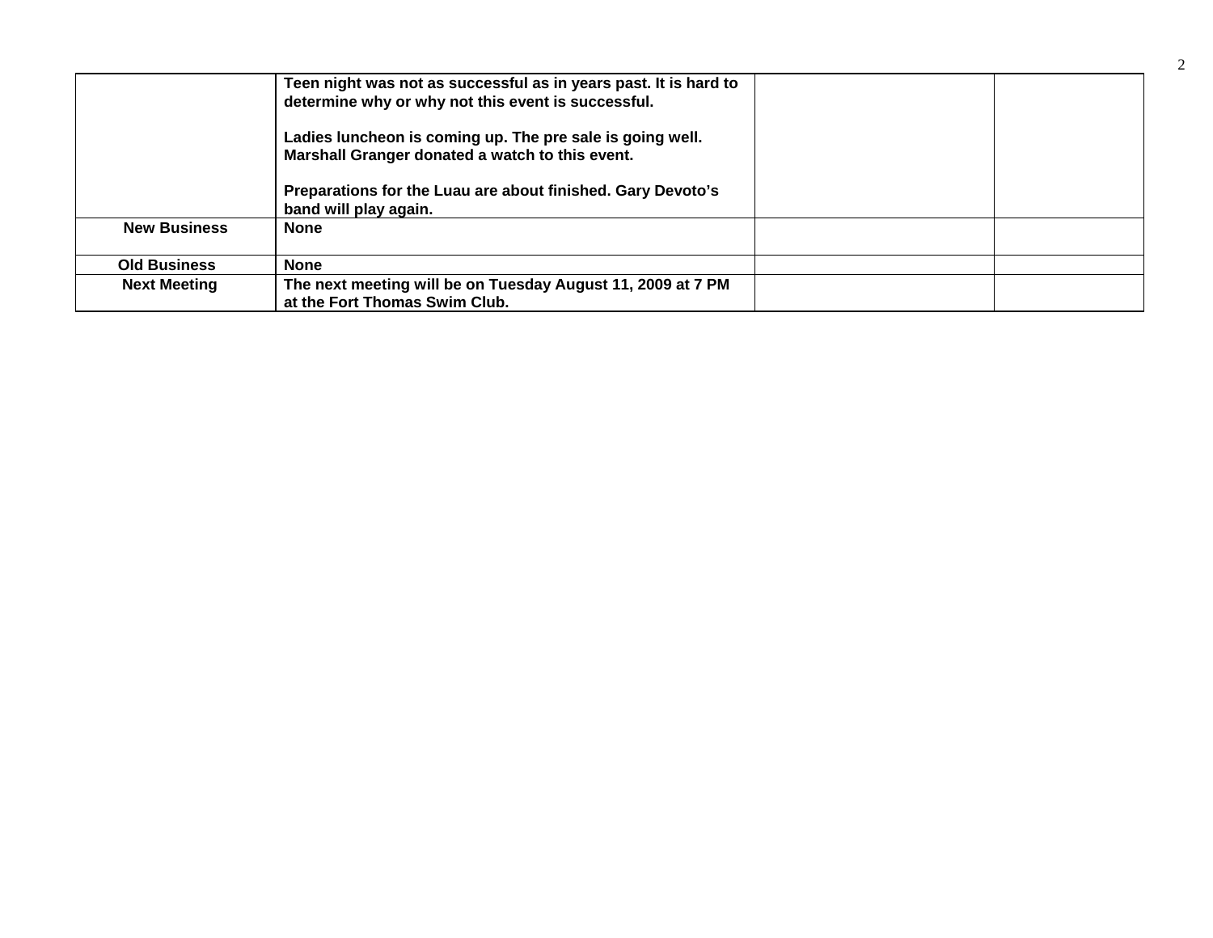| | | | |
|---|---|---|---|
| | **Teen night was not as successful as in years past. It is hard to determine why or why not this event is successful.**<br><br>**Ladies luncheon is coming up. The pre sale is going well. Marshall Granger donated a watch to this event.**<br><br>**Preparations for the Luau are about finished. Gary Devoto's band will play again.** | | |
| **New Business** | **None** | | |
| **Old Business** | **None** | | |
| **Next Meeting** | **The next meeting will be on Tuesday August 11, 2009 at 7 PM at the Fort Thomas Swim Club.** | | |